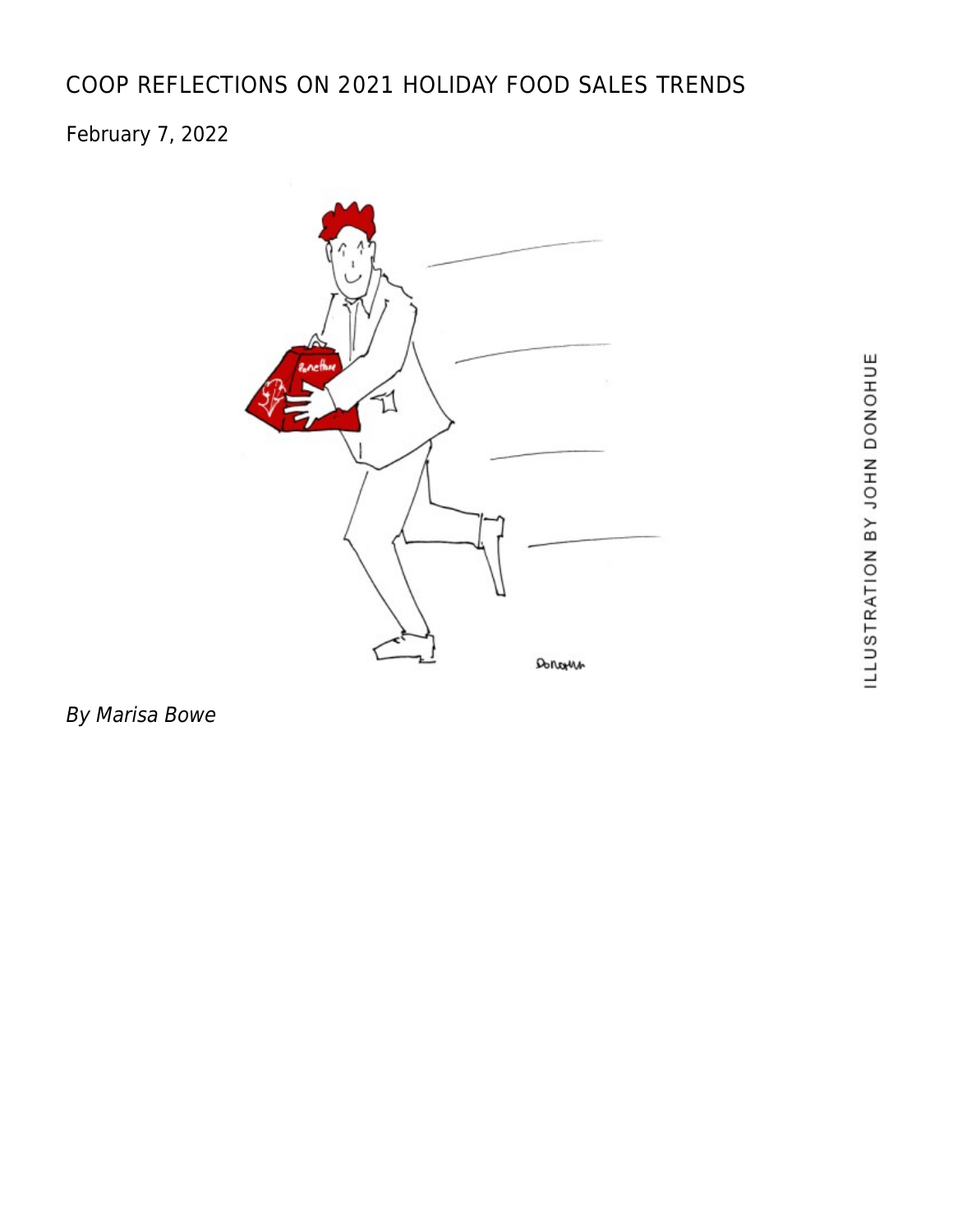# COOP REFLECTIONS ON 2021 HOLIDAY FOOD SALES TRENDS

February 7, 2022

ILLUSTRATION BY JOHN DONOHUE

*By Marisa Bowe*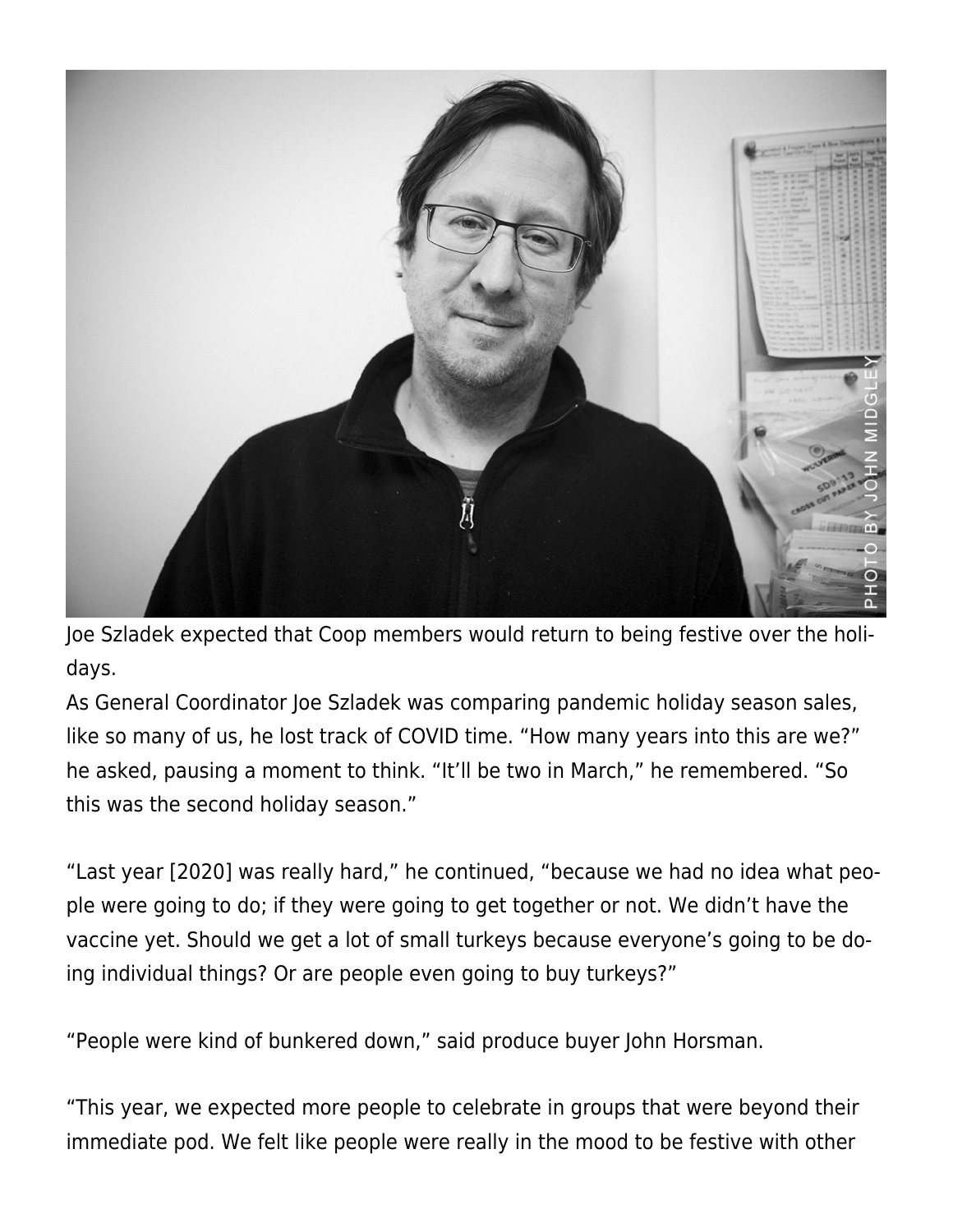Joe Szladek expected that Coop members would return to being festive over the holidays.

As General Coordinator Joe Szladek was comparing pandemic holiday season sales, like so many of us, he lost track of COVID time. "How many years into this are we?" he asked, pausing a moment to think. "It'll be two in March," he remembered. "So this was the second holiday season."

"Last year [2020] was really hard," he continued, "because we had no idea what people were going to do; if they were going to get together or not. We didn't have the vaccine yet. Should we get a lot of small turkeys because everyone's going to be doing individual things? Or are people even going to buy turkeys?"

"People were kind of bunkered down," said produce buyer John Horsman.

"This year, we expected more people to celebrate in groups that were beyond their immediate pod. We felt like people were really in the mood to be festive with other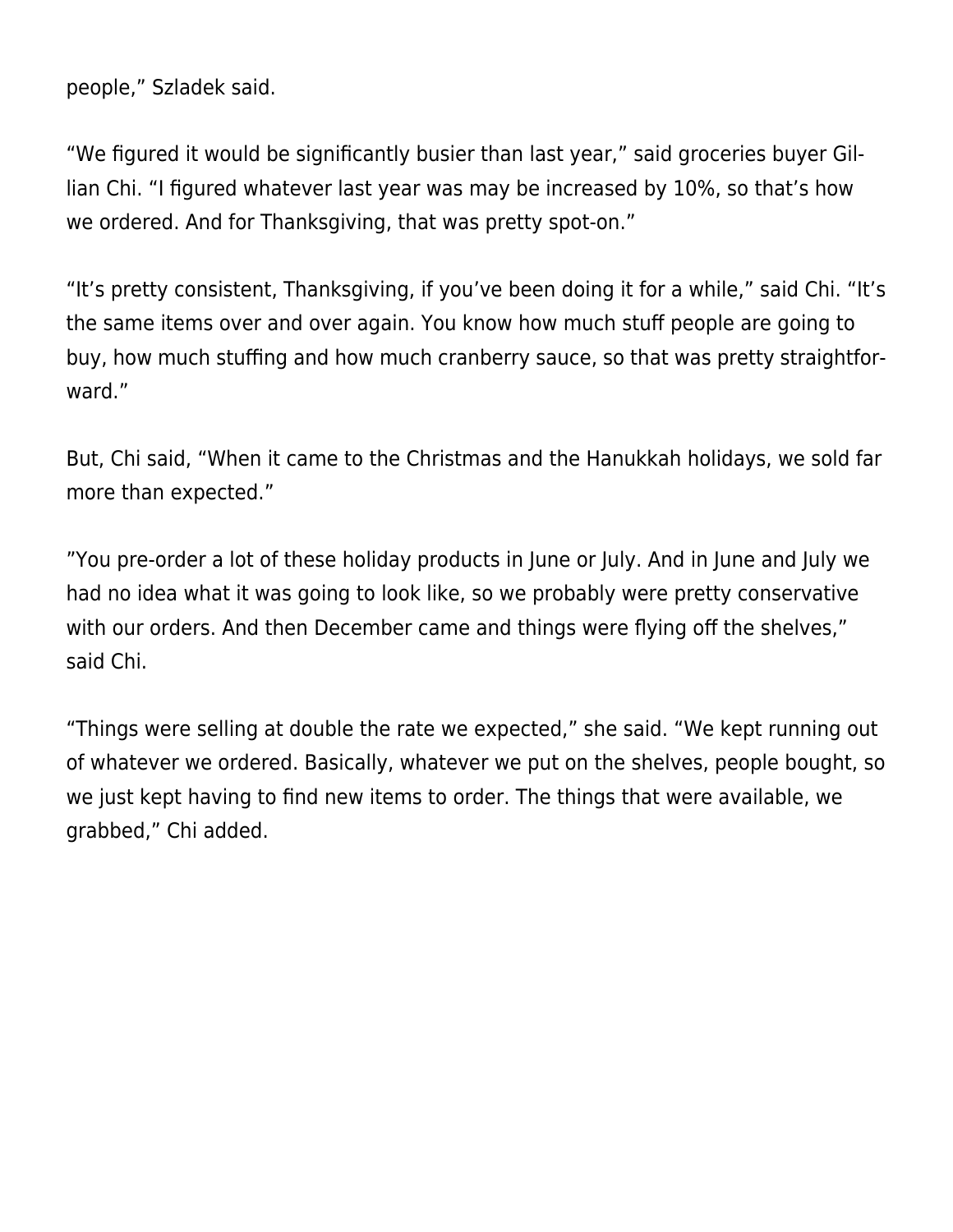people," Szladek said.

"We figured it would be significantly busier than last year," said groceries buyer Gillian Chi. "I figured whatever last year was may be increased by 10%, so that's how we ordered. And for Thanksgiving, that was pretty spot-on."

"It's pretty consistent, Thanksgiving, if you've been doing it for a while," said Chi. "It's the same items over and over again. You know how much stuff people are going to buy, how much stuffing and how much cranberry sauce, so that was pretty straightforward."

But, Chi said, "When it came to the Christmas and the Hanukkah holidays, we sold far more than expected."

"You pre-order a lot of these holiday products in June or July. And in June and July we had no idea what it was going to look like, so we probably were pretty conservative with our orders. And then December came and things were flying off the shelves," said Chi.

"Things were selling at double the rate we expected," she said. "We kept running out of whatever we ordered. Basically, whatever we put on the shelves, people bought, so we just kept having to find new items to order. The things that were available, we grabbed," Chi added.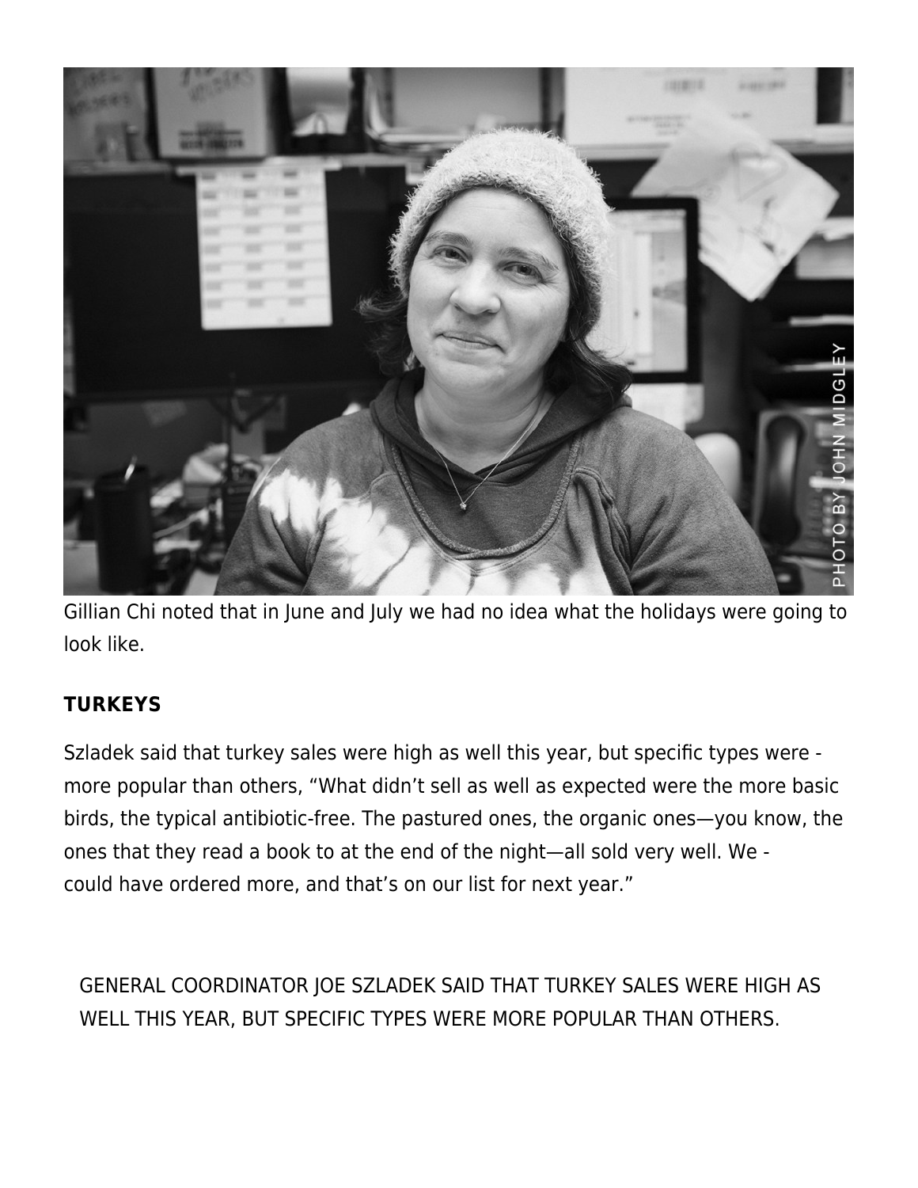Gillian Chi noted that in June and July we had no idea what the holidays were going to look like.

## TURKEYS

Szladek said that turkey sales were high as well this year, but specific types were more popular than others, “What didn’t sell as well as expected were the more basic birds, the typical antibiotic-free. The pastured ones, the organic ones—you know, the ones that they read a book to at the end of the night—all sold very well. We could have ordered more, and that’s on our list for next year.”

GENERAL COORDINATOR JOE SZLADEK SAID THAT TURKEY SALES WERE HIGH AS WELL THIS YEAR, BUT SPECIFIC TYPES WERE MORE POPULAR THAN OTHERS.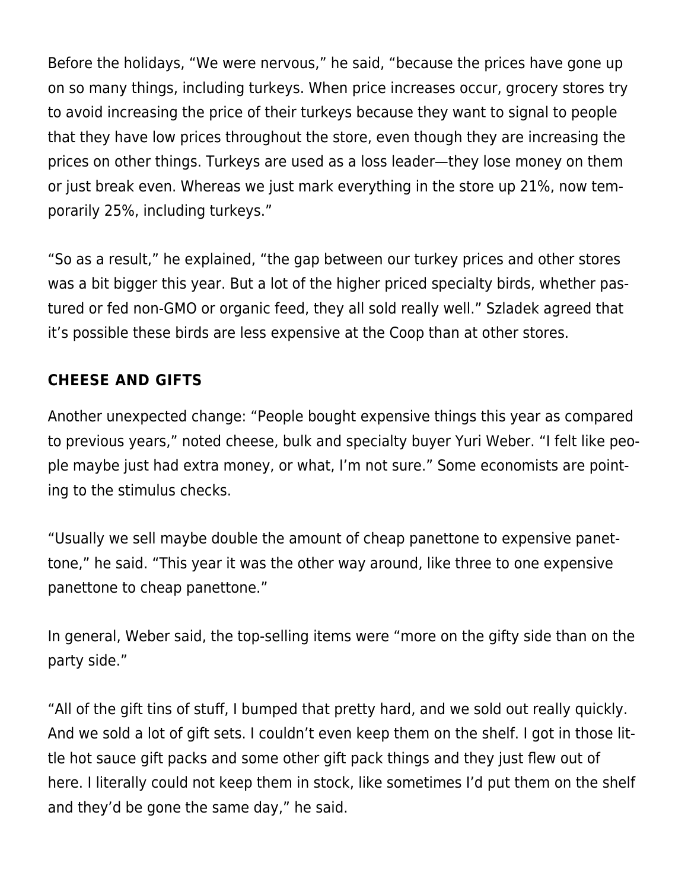Before the holidays, "We were nervous," he said, "because the prices have gone up on so many things, including turkeys. When price increases occur, grocery stores try to avoid increasing the price of their turkeys because they want to signal to people that they have low prices throughout the store, even though they are increasing the prices on other things. Turkeys are used as a loss leader—they lose money on them or just break even. Whereas we just mark everything in the store up 21%, now temporarily 25%, including turkeys."

"So as a result," he explained, "the gap between our turkey prices and other stores was a bit bigger this year. But a lot of the higher priced specialty birds, whether pastured or fed non-GMO or organic feed, they all sold really well." Szladek agreed that it's possible these birds are less expensive at the Coop than at other stores.

## CHEESE AND GIFTS

Another unexpected change: "People bought expensive things this year as compared to previous years," noted cheese, bulk and specialty buyer Yuri Weber. "I felt like people maybe just had extra money, or what, I'm not sure." Some economists are pointing to the stimulus checks.

"Usually we sell maybe double the amount of cheap panettone to expensive panettone," he said. "This year it was the other way around, like three to one expensive panettone to cheap panettone."

In general, Weber said, the top-selling items were "more on the gifty side than on the party side."

"All of the gift tins of stuff, I bumped that pretty hard, and we sold out really quickly. And we sold a lot of gift sets. I couldn't even keep them on the shelf. I got in those little hot sauce gift packs and some other gift pack things and they just flew out of here. I literally could not keep them in stock, like sometimes I'd put them on the shelf and they'd be gone the same day," he said.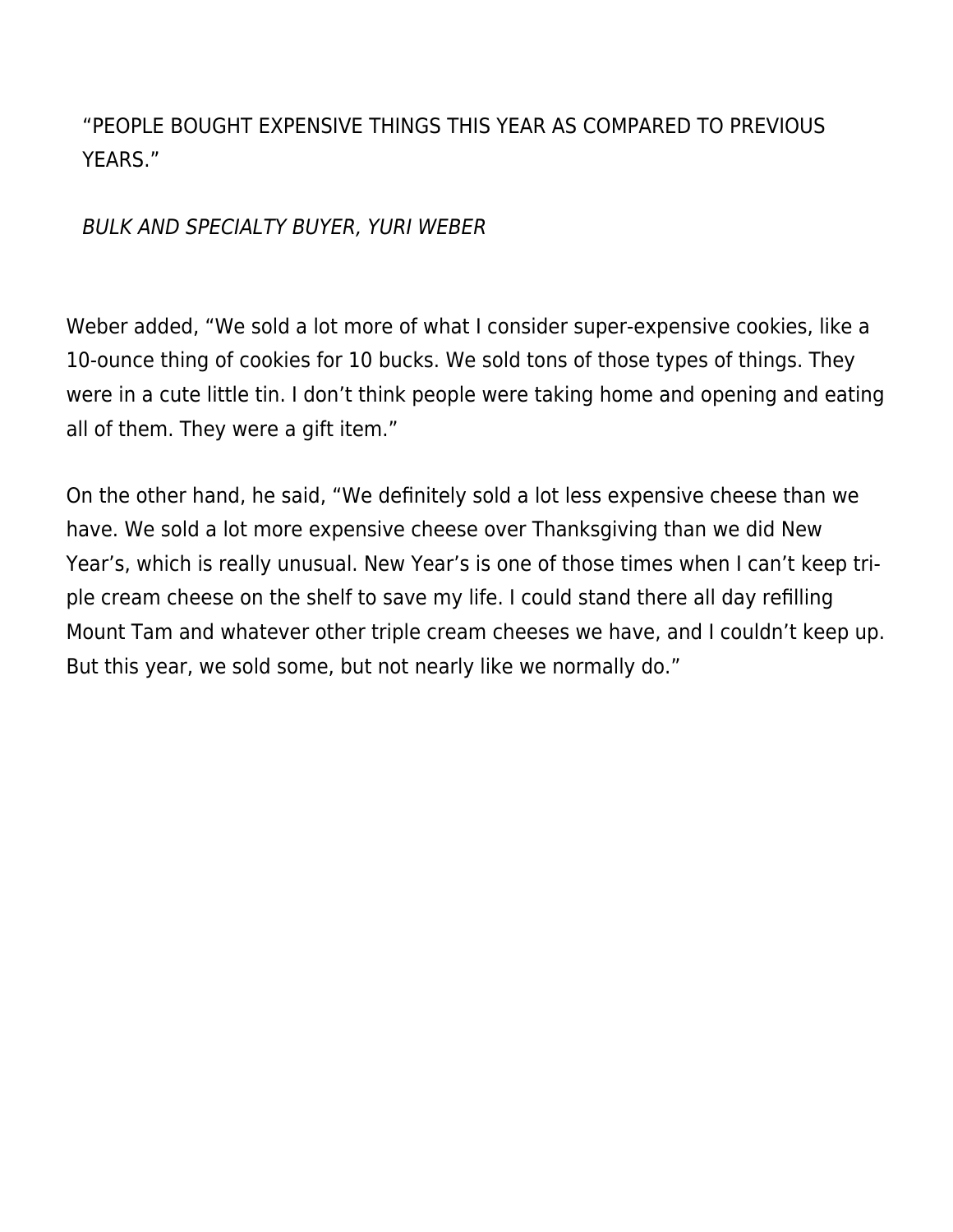"PEOPLE BOUGHT EXPENSIVE THINGS THIS YEAR AS COMPARED TO PREVIOUS YEARS."

*BULK AND SPECIALTY BUYER, YURI WEBER*

Weber added, "We sold a lot more of what I consider super-expensive cookies, like a 10-ounce thing of cookies for 10 bucks. We sold tons of those types of things. They were in a cute little tin. I don't think people were taking home and opening and eating all of them. They were a gift item."

On the other hand, he said, "We definitely sold a lot less expensive cheese than we have. We sold a lot more expensive cheese over Thanksgiving than we did New Year's, which is really unusual. New Year's is one of those times when I can't keep triple cream cheese on the shelf to save my life. I could stand there all day refilling Mount Tam and whatever other triple cream cheeses we have, and I couldn't keep up. But this year, we sold some, but not nearly like we normally do."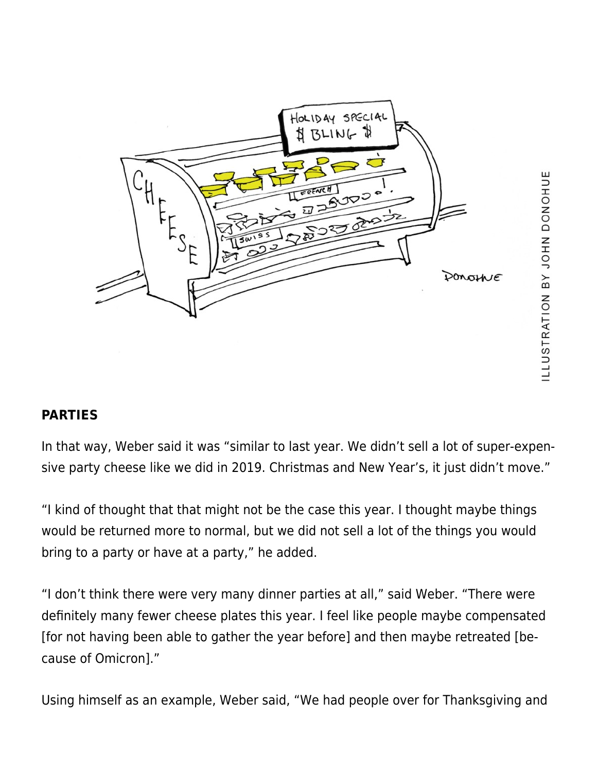ILLUSTRATION BY JOHN DONOHUE

**PARTIES**

In that way, Weber said it was "similar to last year. We didn't sell a lot of super-expensive party cheese like we did in 2019. Christmas and New Year's, it just didn't move."

"I kind of thought that that might not be the case this year. I thought maybe things would be returned more to normal, but we did not sell a lot of the things you would bring to a party or have at a party," he added.

"I don't think there were very many dinner parties at all," said Weber. "There were definitely many fewer cheese plates this year. I feel like people maybe compensated [for not having been able to gather the year before] and then maybe retreated [because of Omicron]."

Using himself as an example, Weber said, "We had people over for Thanksgiving and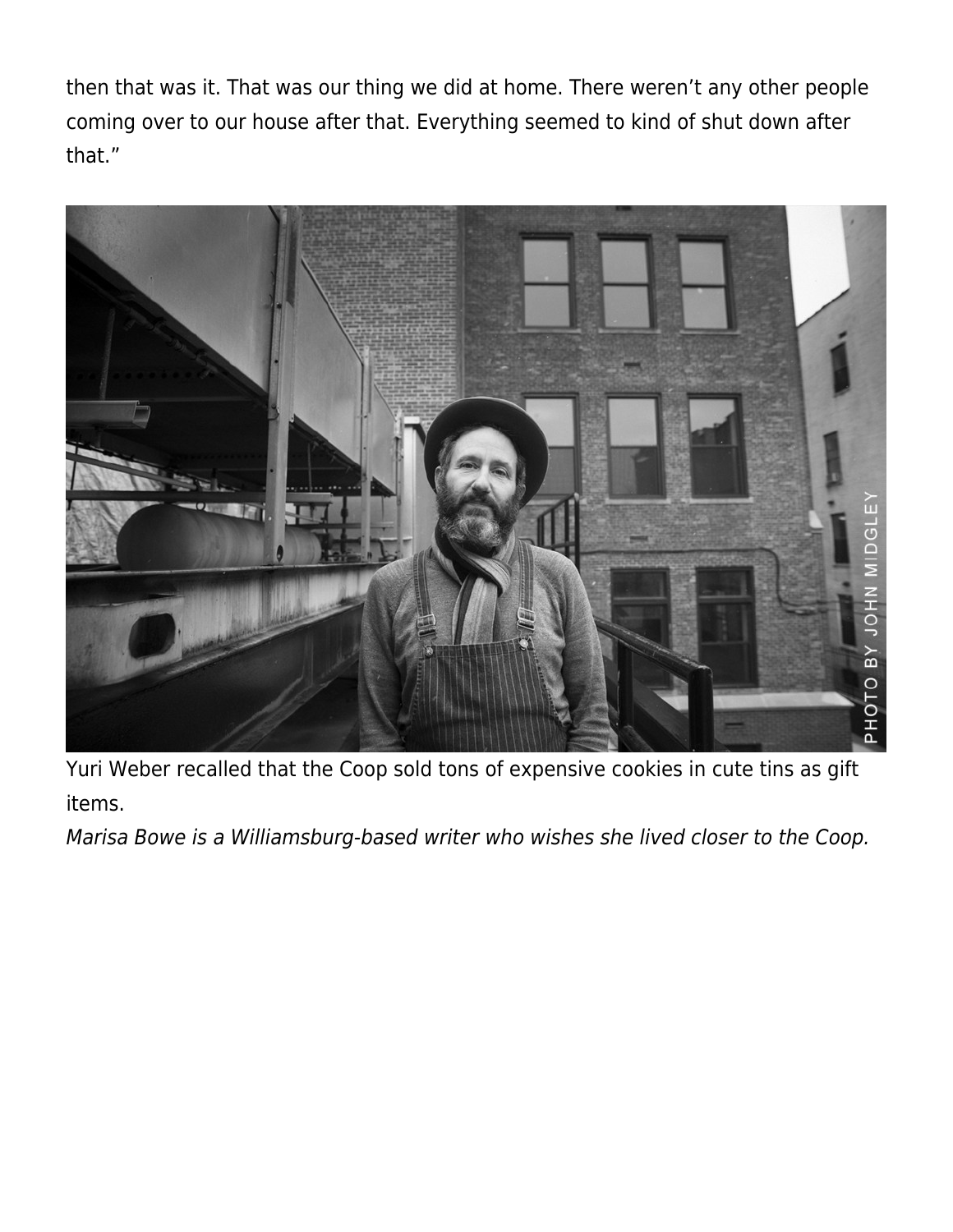then that was it. That was our thing we did at home. There weren't any other people coming over to our house after that. Everything seemed to kind of shut down after that."

PHOTO BY JOHN MIDGLEY

Yuri Weber recalled that the Coop sold tons of expensive cookies in cute tins as gift items.

*Marisa Bowe is a Williamsburg-based writer who wishes she lived closer to the Coop.*